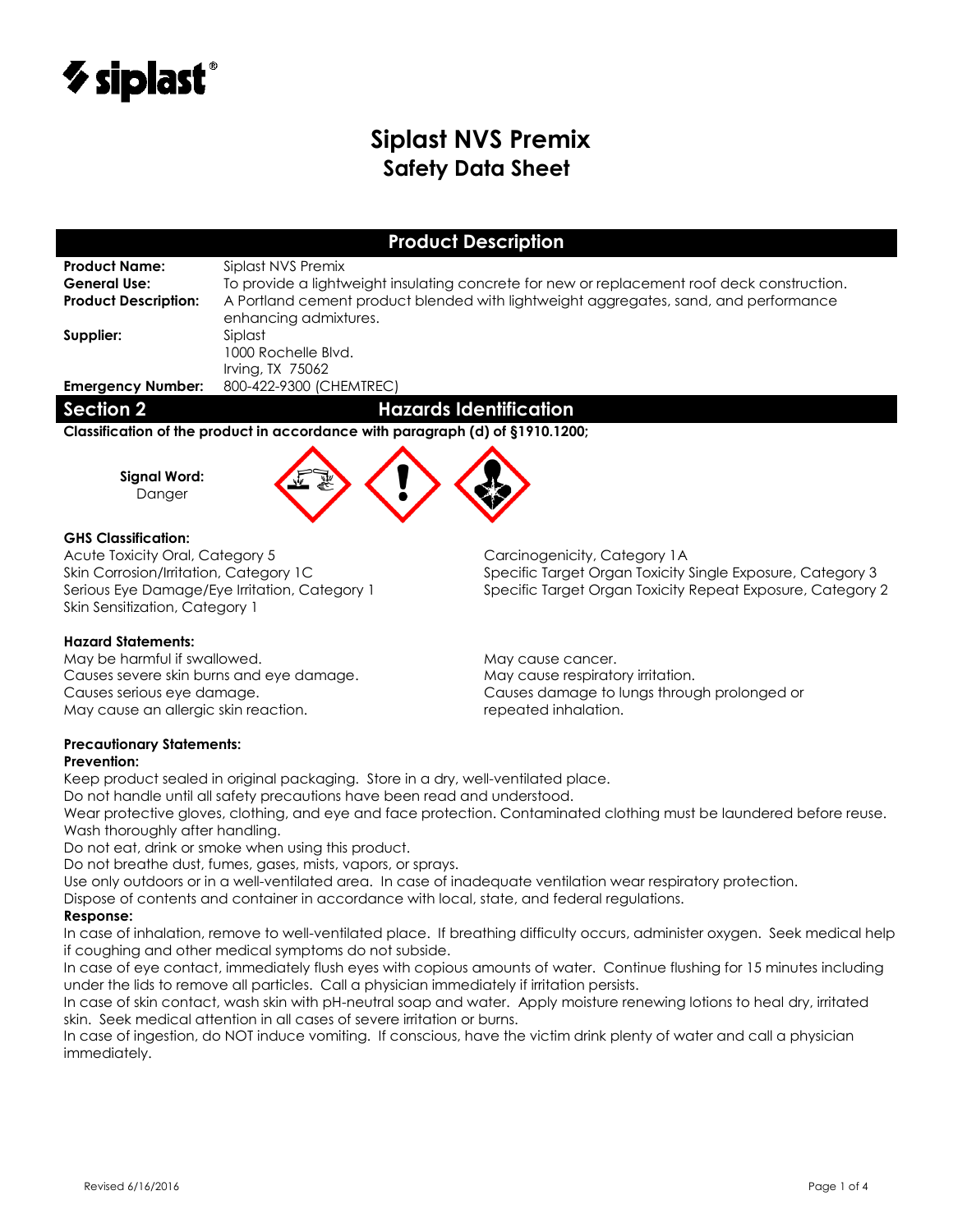# Siplast NVS Premix

## Safety Data Sheet

## Product Description

**Product Name:** Siplast NVS Premix

**General Use:** To provide a lightweight insulating concrete for new or replacement roof deck construction.

**Product Description:** A Portland cement product blended with lightweight aggregates, sand, and performance enhancing admixtures.

**Supplier:** Siplast
1000 Rochelle Blvd.
Irving, TX 75062

**Emergency Number:** 800-422-9300 (CHEMTREC)

## Section 2 Hazards Identification

**Classification of the product in accordance with paragraph (d) of §1910.1200;**

**Signal Word:**
Danger

**GHS Classification:**

Acute Toxicity Oral, Category 5
Skin Corrosion/Irritation, Category 1C
Serious Eye Damage/Eye Irritation, Category 1
Skin Sensitization, Category 1
Carcinogenicity, Category 1A
Specific Target Organ Toxicity Single Exposure, Category 3
Specific Target Organ Toxicity Repeat Exposure, Category 2

**Hazard Statements:**

May be harmful if swallowed.
Causes severe skin burns and eye damage.
Causes serious eye damage.
May cause an allergic skin reaction.
May cause cancer.
May cause respiratory irritation.
Causes damage to lungs through prolonged or repeated inhalation.

**Precautionary Statements:**

**Prevention:**

Keep product sealed in original packaging. Store in a dry, well-ventilated place.
Do not handle until all safety precautions have been read and understood.
Wear protective gloves, clothing, and eye and face protection. Contaminated clothing must be laundered before reuse.
Wash thoroughly after handling.
Do not eat, drink or smoke when using this product.
Do not breathe dust, fumes, gases, mists, vapors, or sprays.
Use only outdoors or in a well-ventilated area. In case of inadequate ventilation wear respiratory protection.
Dispose of contents and container in accordance with local, state, and federal regulations.

**Response:**

In case of inhalation, remove to well-ventilated place. If breathing difficulty occurs, administer oxygen. Seek medical help if coughing and other medical symptoms do not subside.
In case of eye contact, immediately flush eyes with copious amounts of water. Continue flushing for 15 minutes including under the lids to remove all particles. Call a physician immediately if irritation persists.
In case of skin contact, wash skin with pH-neutral soap and water. Apply moisture renewing lotions to heal dry, irritated skin. Seek medical attention in all cases of severe irritation or burns.
In case of ingestion, do NOT induce vomiting. If conscious, have the victim drink plenty of water and call a physician immediately.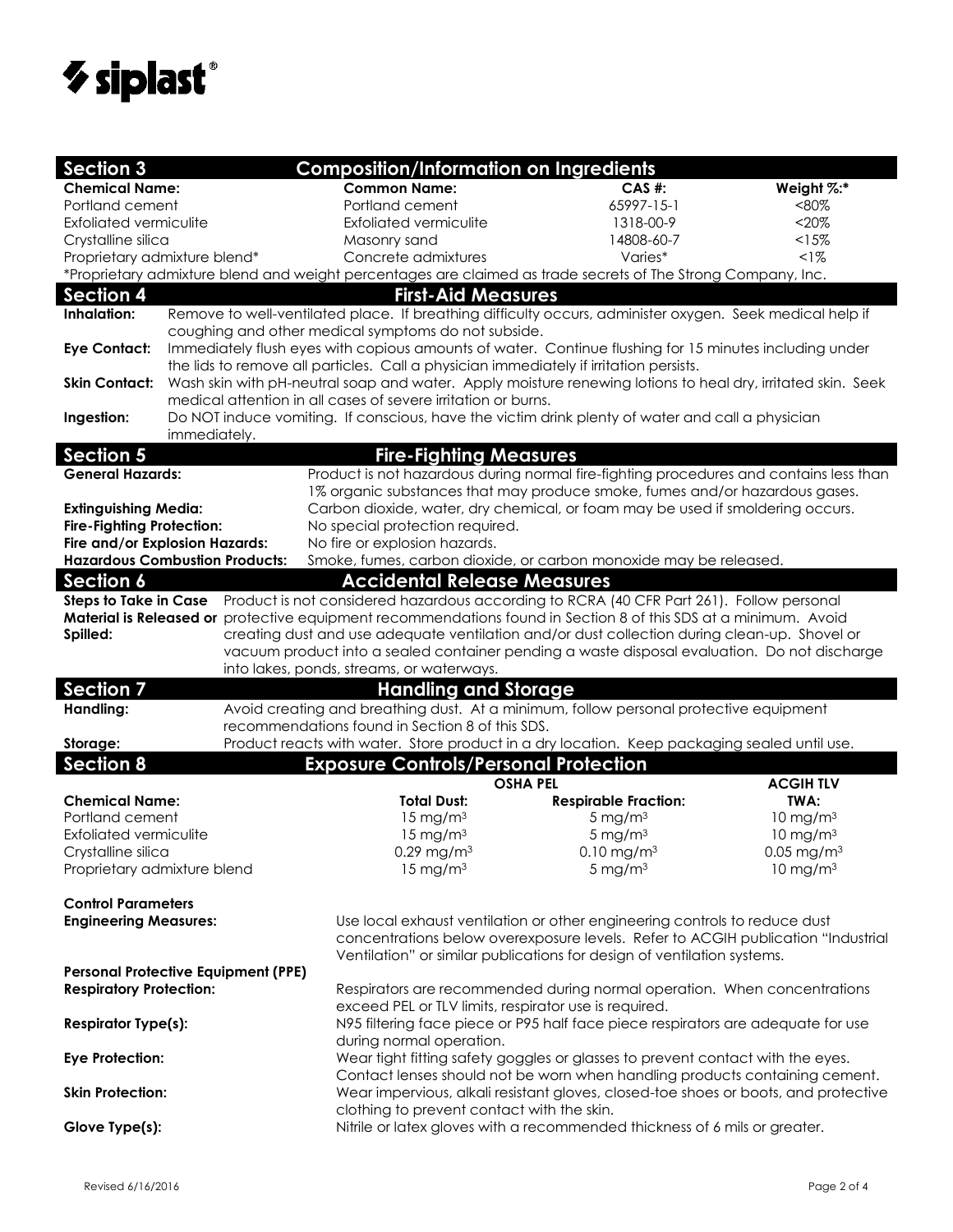## Section 3 Composition/Information on Ingredients

| Chemical Name: | Common Name: | CAS #: | Weight %:* |
|---|---|---|---|
| Portland cement | Portland cement | 65997-15-1 | <80% |
| Exfoliated vermiculite | Exfoliated vermiculite | 1318-00-9 | <20% |
| Crystalline silica | Masonry sand | 14808-60-7 | <15% |
| Proprietary admixture blend* | Concrete admixtures | Varies* | <1% |

*Proprietary admixture blend and weight percentages are claimed as trade secrets of The Strong Company, Inc.

## Section 4 First-Aid Measures

**Inhalation:** Remove to well-ventilated place. If breathing difficulty occurs, administer oxygen. Seek medical help if coughing and other medical symptoms do not subside.

**Eye Contact:** Immediately flush eyes with copious amounts of water. Continue flushing for 15 minutes including under the lids to remove all particles. Call a physician immediately if irritation persists.

**Skin Contact:** Wash skin with pH-neutral soap and water. Apply moisture renewing lotions to heal dry, irritated skin. Seek medical attention in all cases of severe irritation or burns.

**Ingestion:** Do NOT induce vomiting. If conscious, have the victim drink plenty of water and call a physician immediately.

## Section 5 Fire-Fighting Measures

**General Hazards:** Product is not hazardous during normal fire-fighting procedures and contains less than 1% organic substances that may produce smoke, fumes and/or hazardous gases.

**Extinguishing Media:** Carbon dioxide, water, dry chemical, or foam may be used if smoldering occurs.

**Fire-Fighting Protection:** No special protection required.

**Fire and/or Explosion Hazards:** No fire or explosion hazards.

**Hazardous Combustion Products:** Smoke, fumes, carbon dioxide, or carbon monoxide may be released.

## Section 6 Accidental Release Measures

**Steps to Take in Case Material is Released or Spilled:** Product is not considered hazardous according to RCRA (40 CFR Part 261). Follow personal protective equipment recommendations found in Section 8 of this SDS at a minimum. Avoid creating dust and use adequate ventilation and/or dust collection during clean-up. Shovel or vacuum product into a sealed container pending a waste disposal evaluation. Do not discharge into lakes, ponds, streams, or waterways.

## Section 7 Handling and Storage

**Handling:** Avoid creating and breathing dust. At a minimum, follow personal protective equipment recommendations found in Section 8 of this SDS.

**Storage:** Product reacts with water. Store product in a dry location. Keep packaging sealed until use.

## Section 8 Exposure Controls/Personal Protection

| | OSHA PEL | | ACGIH TLV |
|---|---|---|---|
| **Chemical Name:** | **Total Dust:** | **Respirable Fraction:** | **TWA:** |
| Portland cement | 15 mg/m$^3$ | 5 mg/m$^3$ | 10 mg/m$^3$ |
| Exfoliated vermiculite | 15 mg/m$^3$ | 5 mg/m$^3$ | 10 mg/m$^3$ |
| Crystalline silica | 0.29 mg/m$^3$ | 0.10 mg/m$^3$ | 0.05 mg/m$^3$ |
| Proprietary admixture blend | 15 mg/m$^3$ | 5 mg/m$^3$ | 10 mg/m$^3$ |

**Control Parameters**

**Engineering Measures:** Use local exhaust ventilation or other engineering controls to reduce dust concentrations below overexposure levels. Refer to ACGIH publication "Industrial Ventilation" or similar publications for design of ventilation systems.

**Personal Protective Equipment (PPE)**

**Respiratory Protection:** Respirators are recommended during normal operation. When concentrations exceed PEL or TLV limits, respirator use is required.

**Respirator Type(s):** N95 filtering face piece or P95 half face piece respirators are adequate for use during normal operation.

**Eye Protection:** Wear tight fitting safety goggles or glasses to prevent contact with the eyes. Contact lenses should not be worn when handling products containing cement.

**Skin Protection:** Wear impervious, alkali resistant gloves, closed-toe shoes or boots, and protective clothing to prevent contact with the skin.

**Glove Type(s):** Nitrile or latex gloves with a recommended thickness of 6 mils or greater.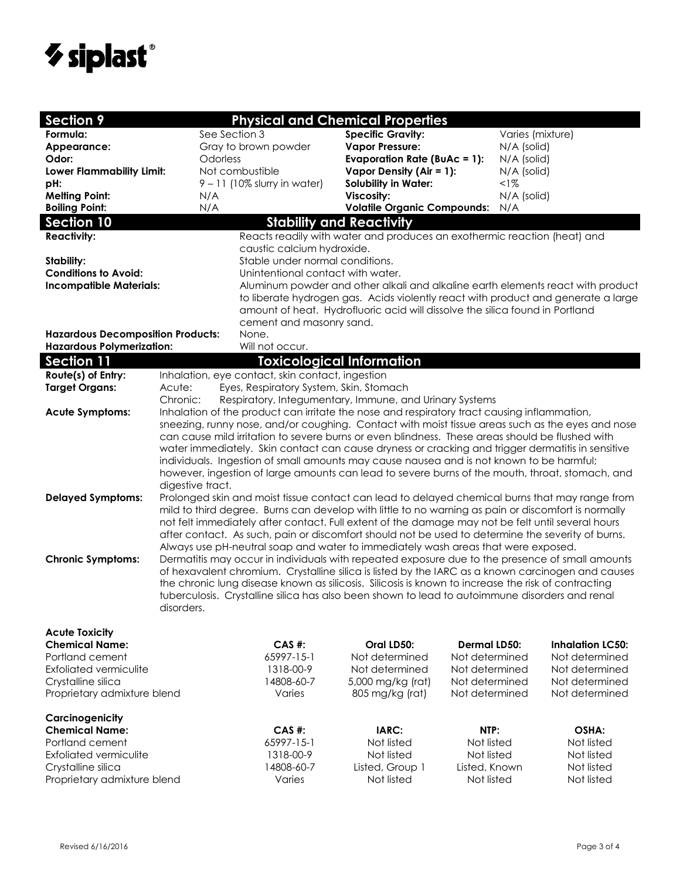## Section 9 Physical and Chemical Properties

| | | | |
|---|---|---|---|
| **Formula:** | See Section 3 | **Specific Gravity:** | Varies (mixture) |
| **Appearance:** | Gray to brown powder | **Vapor Pressure:** | N/A (solid) |
| **Odor:** | Odorless | **Evaporation Rate (BuAc = 1):** | N/A (solid) |
| **Lower Flammability Limit:** | Not combustible | **Vapor Density (Air = 1):** | N/A (solid) |
| **pH:** | 9 – 11 (10% slurry in water) | **Solubility in Water:** | <1% |
| **Melting Point:** | N/A | **Viscosity:** | N/A (solid) |
| **Boiling Point:** | N/A | **Volatile Organic Compounds:** | N/A |

## Section 10 Stability and Reactivity

**Reactivity:** Reacts readily with water and produces an exothermic reaction (heat) and caustic calcium hydroxide.

**Stability:** Stable under normal conditions.

**Conditions to Avoid:** Unintentional contact with water.

**Incompatible Materials:** Aluminum powder and other alkali and alkaline earth elements react with product to liberate hydrogen gas. Acids violently react with product and generate a large amount of heat. Hydrofluoric acid will dissolve the silica found in Portland cement and masonry sand.

**Hazardous Decomposition Products:** None.

**Hazardous Polymerization:** Will not occur.

## Section 11 Toxicological Information

**Route(s) of Entry:** Inhalation, eye contact, skin contact, ingestion

**Target Organs:**
- Acute: Eyes, Respiratory System, Skin, Stomach
- Chronic: Respiratory, Integumentary, Immune, and Urinary Systems

**Acute Symptoms:** Inhalation of the product can irritate the nose and respiratory tract causing inflammation, sneezing, runny nose, and/or coughing. Contact with moist tissue areas such as the eyes and nose can cause mild irritation to severe burns or even blindness. These areas should be flushed with water immediately. Skin contact can cause dryness or cracking and trigger dermatitis in sensitive individuals. Ingestion of small amounts may cause nausea and is not known to be harmful; however, ingestion of large amounts can lead to severe burns of the mouth, throat, stomach, and digestive tract.

**Delayed Symptoms:** Prolonged skin and moist tissue contact can lead to delayed chemical burns that may range from mild to third degree. Burns can develop with little to no warning as pain or discomfort is normally not felt immediately after contact. Full extent of the damage may not be felt until several hours after contact. As such, pain or discomfort should not be used to determine the severity of burns. Always use pH-neutral soap and water to immediately wash areas that were exposed.

**Chronic Symptoms:** Dermatitis may occur in individuals with repeated exposure due to the presence of small amounts of hexavalent chromium. Crystalline silica is listed by the IARC as a known carcinogen and causes the chronic lung disease known as silicosis. Silicosis is known to increase the risk of contracting tuberculosis. Crystalline silica has also been shown to lead to autoimmune disorders and renal disorders.

**Acute Toxicity**

| Chemical Name: | CAS #: | Oral LD50: | Dermal LD50: | Inhalation LC50: |
|---|---|---|---|---|
| Portland cement | 65997-15-1 | Not determined | Not determined | Not determined |
| Exfoliated vermiculite | 1318-00-9 | Not determined | Not determined | Not determined |
| Crystalline silica | 14808-60-7 | 5,000 mg/kg (rat) | Not determined | Not determined |
| Proprietary admixture blend | Varies | 805 mg/kg (rat) | Not determined | Not determined |

**Carcinogenicity**

| Chemical Name: | CAS #: | IARC: | NTP: | OSHA: |
|---|---|---|---|---|
| Portland cement | 65997-15-1 | Not listed | Not listed | Not listed |
| Exfoliated vermiculite | 1318-00-9 | Not listed | Not listed | Not listed |
| Crystalline silica | 14808-60-7 | Listed, Group 1 | Listed, Known | Not listed |
| Proprietary admixture blend | Varies | Not listed | Not listed | Not listed |

Revised 6/16/2016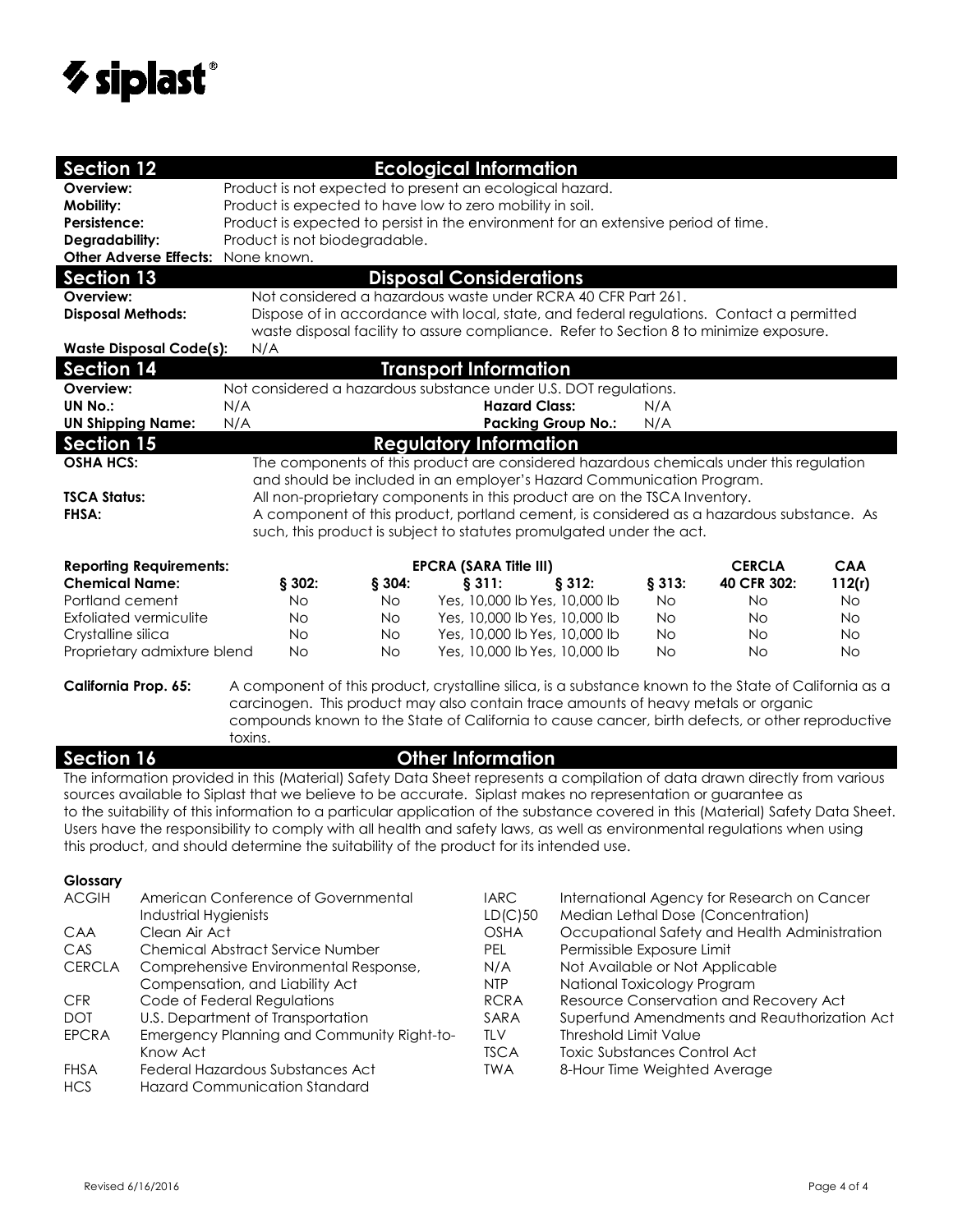siplast®

## Section 12 — Ecological Information

**Overview:** Product is not expected to present an ecological hazard.
**Mobility:** Product is expected to have low to zero mobility in soil.
**Persistence:** Product is expected to persist in the environment for an extensive period of time.
**Degradability:** Product is not biodegradable.
**Other Adverse Effects:** None known.

## Section 13 — Disposal Considerations

**Overview:** Not considered a hazardous waste under RCRA 40 CFR Part 261.
**Disposal Methods:** Dispose of in accordance with local, state, and federal regulations. Contact a permitted waste disposal facility to assure compliance. Refer to Section 8 to minimize exposure.
**Waste Disposal Code(s):** N/A

## Section 14 — Transport Information

**Overview:** Not considered a hazardous substance under U.S. DOT regulations.

| | | | |
|---|---|---|---|
| **UN No.:** | N/A | **Hazard Class:** | N/A |
| **UN Shipping Name:** | N/A | **Packing Group No.:** | N/A |

## Section 15 — Regulatory Information

**OSHA HCS:** The components of this product are considered hazardous chemicals under this regulation and should be included in an employer's Hazard Communication Program.
**TSCA Status:** All non-proprietary components in this product are on the TSCA Inventory.
**FHSA:** A component of this product, portland cement, is considered as a hazardous substance. As such, this product is subject to statutes promulgated under the act.

| **Reporting Requirements:** | **EPCRA (SARA Title III)** | | | | | **CERCLA** | **CAA** |
|---|---|---|---|---|---|---|---|
| **Chemical Name:** | **§ 302:** | **§ 304:** | **§ 311:** | **§ 312:** | **§ 313:** | **40 CFR 302:** | **112(r)** |
| Portland cement | No | No | Yes, 10,000 lb | Yes, 10,000 lb | No | No | No |
| Exfoliated vermiculite | No | No | Yes, 10,000 lb | Yes, 10,000 lb | No | No | No |
| Crystalline silica | No | No | Yes, 10,000 lb | Yes, 10,000 lb | No | No | No |
| Proprietary admixture blend | No | No | Yes, 10,000 lb | Yes, 10,000 lb | No | No | No |

**California Prop. 65:** A component of this product, crystalline silica, is a substance known to the State of California as a carcinogen. This product may also contain trace amounts of heavy metals or organic compounds known to the State of California to cause cancer, birth defects, or other reproductive toxins.

## Section 16 — Other Information

The information provided in this (Material) Safety Data Sheet represents a compilation of data drawn directly from various sources available to Siplast that we believe to be accurate. Siplast makes no representation or guarantee as to the suitability of this information to a particular application of the substance covered in this (Material) Safety Data Sheet. Users have the responsibility to comply with all health and safety laws, as well as environmental regulations when using this product, and should determine the suitability of the product for its intended use.

**Glossary**

| | | | |
|---|---|---|---|
| ACGIH | American Conference of Governmental Industrial Hygienists | IARC | International Agency for Research on Cancer |
| CAA | Clean Air Act | LD(C)50 | Median Lethal Dose (Concentration) |
| CAS | Chemical Abstract Service Number | OSHA | Occupational Safety and Health Administration |
| CERCLA | Comprehensive Environmental Response, Compensation, and Liability Act | PEL | Permissible Exposure Limit |
| CFR | Code of Federal Regulations | N/A | Not Available or Not Applicable |
| DOT | U.S. Department of Transportation | NTP | National Toxicology Program |
| EPCRA | Emergency Planning and Community Right-to-Know Act | RCRA | Resource Conservation and Recovery Act |
| FHSA | Federal Hazardous Substances Act | SARA | Superfund Amendments and Reauthorization Act |
| HCS | Hazard Communication Standard | TLV | Threshold Limit Value |
| | | TSCA | Toxic Substances Control Act |
| | | TWA | 8-Hour Time Weighted Average |

Revised 6/16/2016